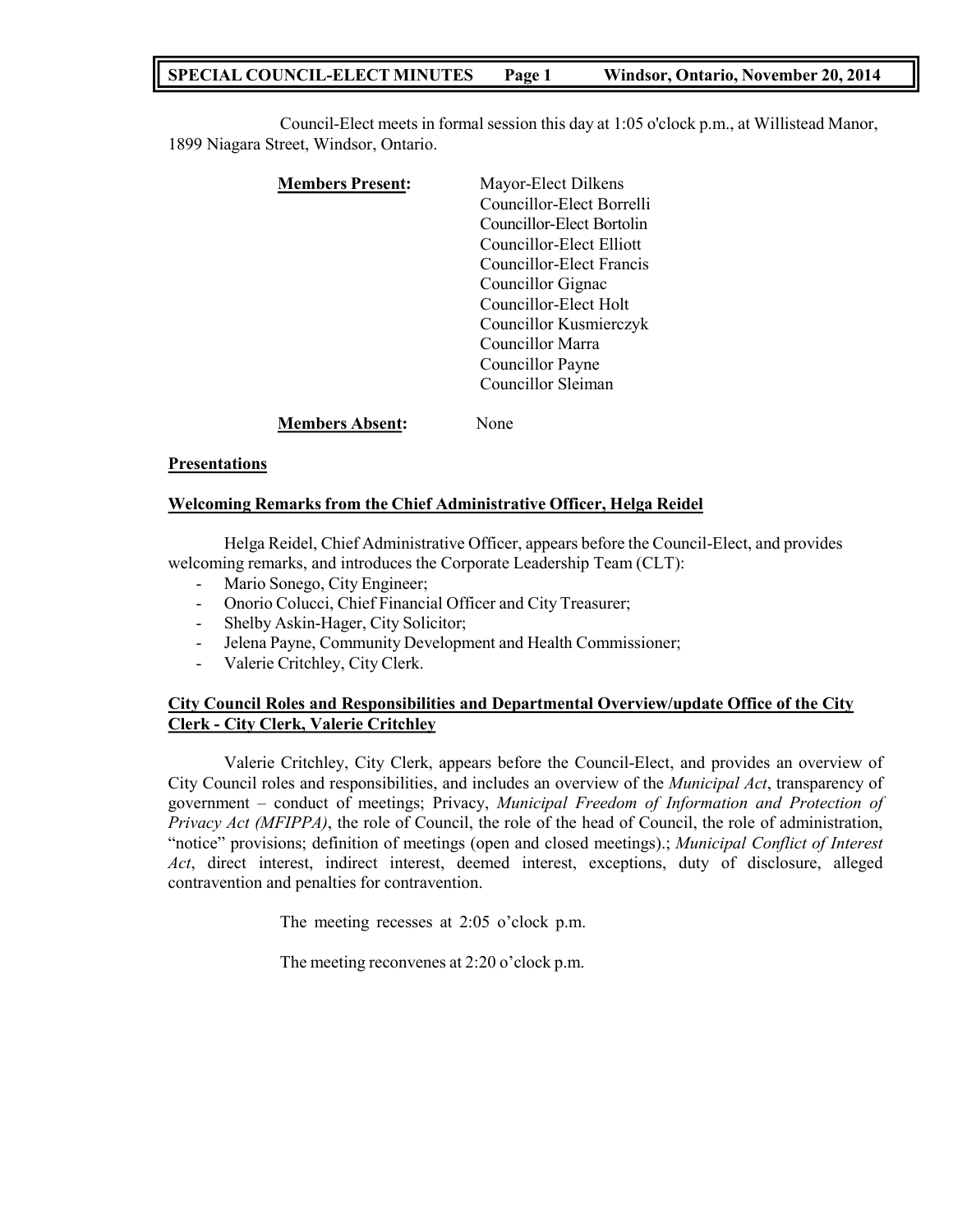Council-Elect meets in formal session this day at 1:05 o'clock p.m., at Willistead Manor, 1899 Niagara Street, Windsor, Ontario.

**Members Present:**

Mayor-Elect Dilkens
Councillor-Elect Borrelli
Councillor-Elect Bortolin
Councillor-Elect Elliott
Councillor-Elect Francis
Councillor Gignac
Councillor-Elect Holt
Councillor Kusmierczyk
Councillor Marra
Councillor Payne
Councillor Sleiman

**Members Absent:** None

## Presentations

### Welcoming Remarks from the Chief Administrative Officer, Helga Reidel

Helga Reidel, Chief Administrative Officer, appears before the Council-Elect, and provides welcoming remarks, and introduces the Corporate Leadership Team (CLT):

- Mario Sonego, City Engineer;
- Onorio Colucci, Chief Financial Officer and City Treasurer;
- Shelby Askin-Hager, City Solicitor;
- Jelena Payne, Community Development and Health Commissioner;
- Valerie Critchley, City Clerk.

### City Council Roles and Responsibilities and Departmental Overview/update Office of the City Clerk - City Clerk, Valerie Critchley

Valerie Critchley, City Clerk, appears before the Council-Elect, and provides an overview of City Council roles and responsibilities, and includes an overview of the *Municipal Act*, transparency of government – conduct of meetings; Privacy, *Municipal Freedom of Information and Protection of Privacy Act (MFIPPA)*, the role of Council, the role of the head of Council, the role of administration, "notice" provisions; definition of meetings (open and closed meetings).; *Municipal Conflict of Interest Act*, direct interest, indirect interest, deemed interest, exceptions, duty of disclosure, alleged contravention and penalties for contravention.

The meeting recesses at 2:05 o'clock p.m.

The meeting reconvenes at 2:20 o'clock p.m.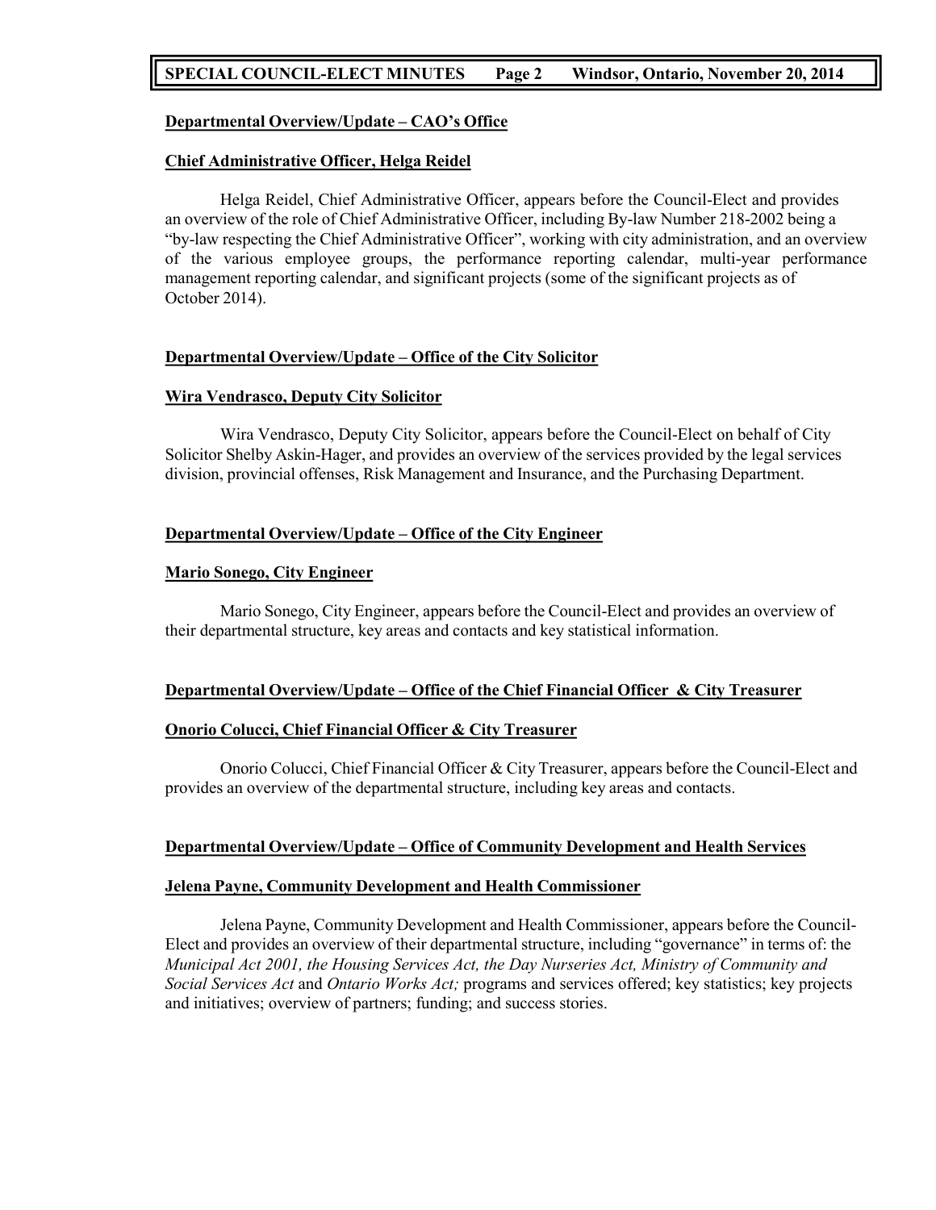### Departmental Overview/Update – CAO's Office

#### Chief Administrative Officer, Helga Reidel

Helga Reidel, Chief Administrative Officer, appears before the Council-Elect and provides an overview of the role of Chief Administrative Officer, including By-law Number 218-2002 being a "by-law respecting the Chief Administrative Officer", working with city administration, and an overview of the various employee groups, the performance reporting calendar, multi-year performance management reporting calendar, and significant projects (some of the significant projects as of October 2014).

### Departmental Overview/Update – Office of the City Solicitor

#### Wira Vendrasco, Deputy City Solicitor

Wira Vendrasco, Deputy City Solicitor, appears before the Council-Elect on behalf of City Solicitor Shelby Askin-Hager, and provides an overview of the services provided by the legal services division, provincial offenses, Risk Management and Insurance, and the Purchasing Department.

### Departmental Overview/Update – Office of the City Engineer

#### Mario Sonego, City Engineer

Mario Sonego, City Engineer, appears before the Council-Elect and provides an overview of their departmental structure, key areas and contacts and key statistical information.

### Departmental Overview/Update – Office of the Chief Financial Officer & City Treasurer

#### Onorio Colucci, Chief Financial Officer & City Treasurer

Onorio Colucci, Chief Financial Officer & City Treasurer, appears before the Council-Elect and provides an overview of the departmental structure, including key areas and contacts.

### Departmental Overview/Update – Office of Community Development and Health Services

#### Jelena Payne, Community Development and Health Commissioner

Jelena Payne, Community Development and Health Commissioner, appears before the Council-Elect and provides an overview of their departmental structure, including "governance" in terms of: the *Municipal Act 2001, the Housing Services Act, the Day Nurseries Act, Ministry of Community and Social Services Act* and *Ontario Works Act;* programs and services offered; key statistics; key projects and initiatives; overview of partners; funding; and success stories.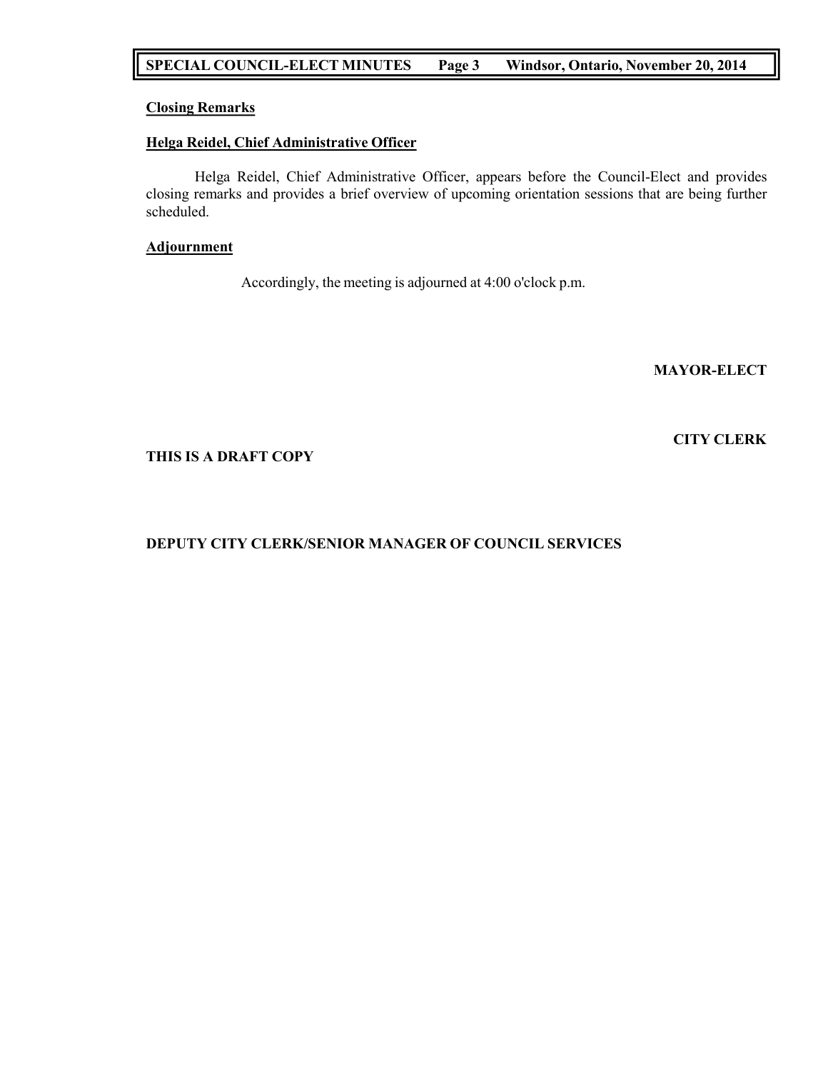**Closing Remarks**

**Helga Reidel, Chief Administrative Officer**

Helga Reidel, Chief Administrative Officer, appears before the Council-Elect and provides closing remarks and provides a brief overview of upcoming orientation sessions that are being further scheduled.

**Adjournment**

Accordingly, the meeting is adjourned at 4:00 o'clock p.m.

**MAYOR-ELECT**

**CITY CLERK**

**THIS IS A DRAFT COPY**

**DEPUTY CITY CLERK/SENIOR MANAGER OF COUNCIL SERVICES**